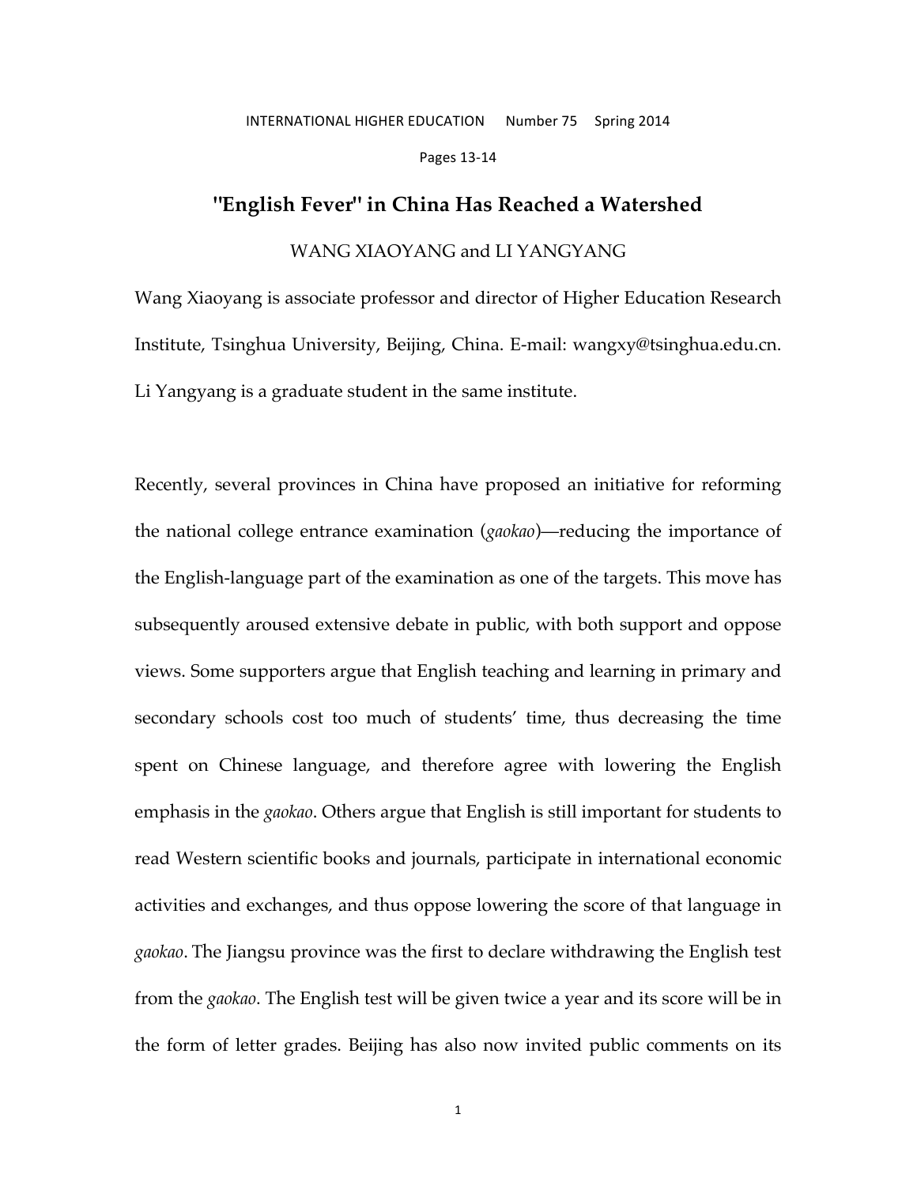# "English Fever" in China Has Reached a Watershed

WANG XIAOYANG and LI YANGYANG

Wang Xiaoyang is associate professor and director of Higher Education Research Institute, Tsinghua University, Beijing, China. E-mail: wangxy@tsinghua.edu.cn. Li Yangyang is a graduate student in the same institute.

Recently, several provinces in China have proposed an initiative for reforming the national college entrance examination (*gaokao*)—reducing the importance of the English-language part of the examination as one of the targets. This move has subsequently aroused extensive debate in public, with both support and oppose views. Some supporters argue that English teaching and learning in primary and secondary schools cost too much of students' time, thus decreasing the time spent on Chinese language, and therefore agree with lowering the English emphasis in the *gaokao*. Others argue that English is still important for students to read Western scientific books and journals, participate in international economic activities and exchanges, and thus oppose lowering the score of that language in *gaokao*. The Jiangsu province was the first to declare withdrawing the English test from the *gaokao*. The English test will be given twice a year and its score will be in the form of letter grades. Beijing has also now invited public comments on its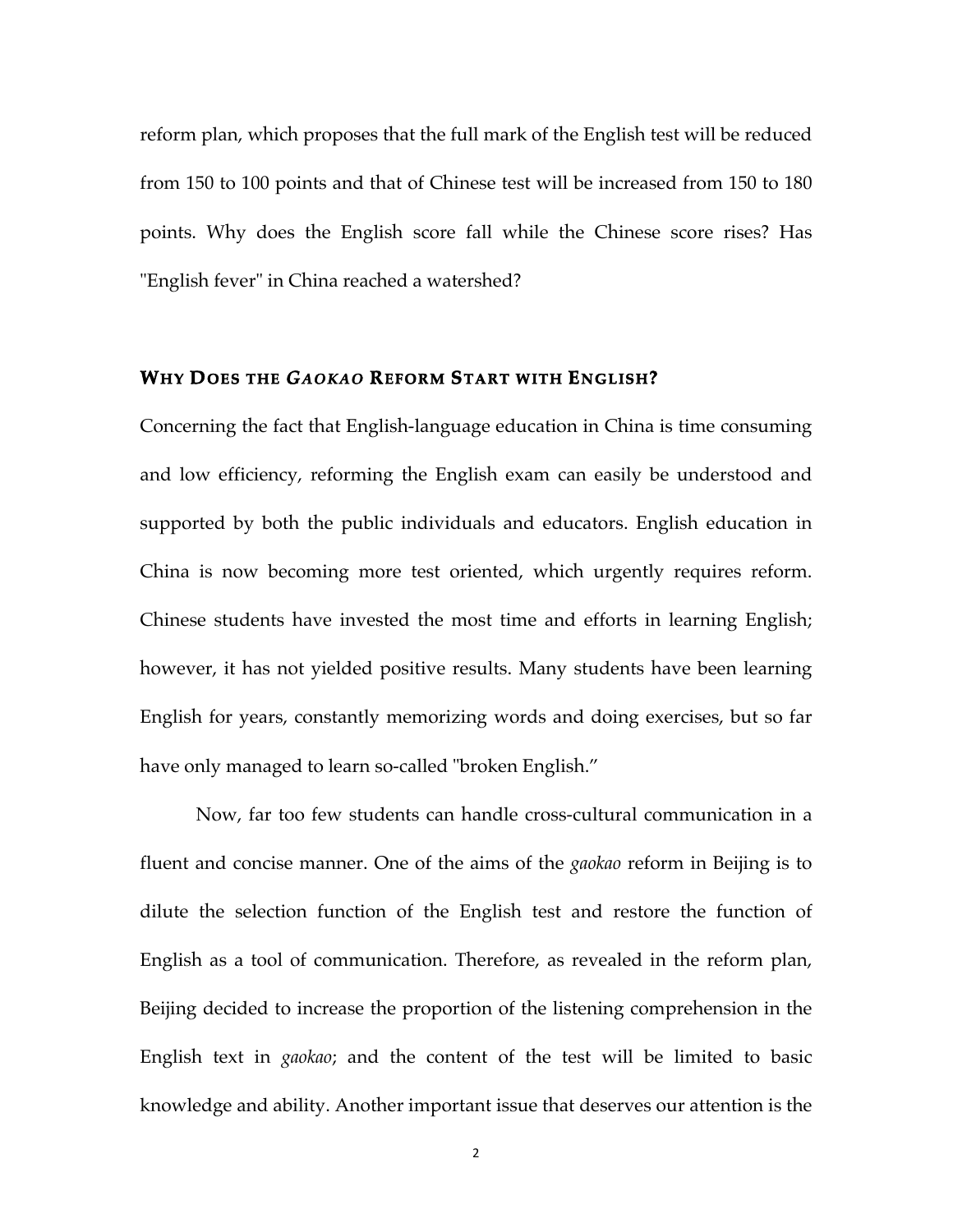reform plan, which proposes that the full mark of the English test will be reduced from 150 to 100 points and that of Chinese test will be increased from 150 to 180 points. Why does the English score fall while the Chinese score rises? Has "English fever" in China reached a watershed?

## WHY DOES THE *GAOKAO* REFORM START WITH ENGLISH?

Concerning the fact that English-language education in China is time consuming and low efficiency, reforming the English exam can easily be understood and supported by both the public individuals and educators. English education in China is now becoming more test oriented, which urgently requires reform. Chinese students have invested the most time and efforts in learning English; however, it has not yielded positive results. Many students have been learning English for years, constantly memorizing words and doing exercises, but so far have only managed to learn so-called "broken English."

Now, far too few students can handle cross-cultural communication in a fluent and concise manner. One of the aims of the *gaokao* reform in Beijing is to dilute the selection function of the English test and restore the function of English as a tool of communication. Therefore, as revealed in the reform plan, Beijing decided to increase the proportion of the listening comprehension in the English text in *gaokao*; and the content of the test will be limited to basic knowledge and ability. Another important issue that deserves our attention is the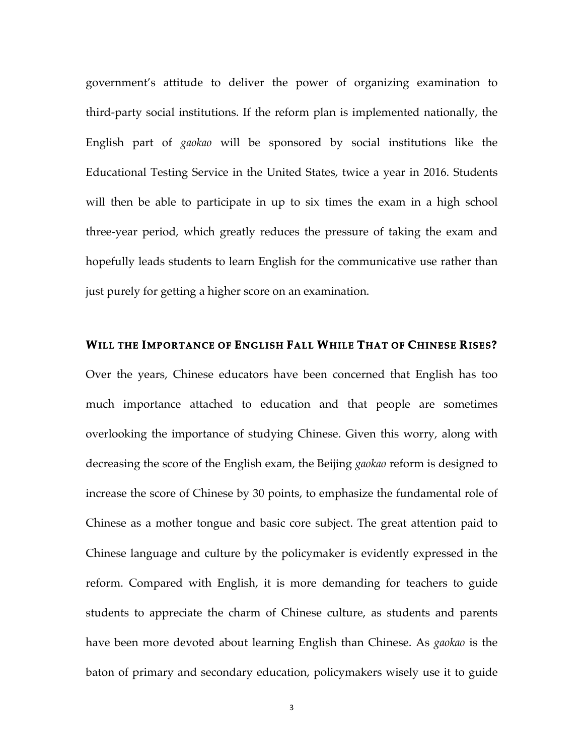government's attitude to deliver the power of organizing examination to third-party social institutions. If the reform plan is implemented nationally, the English part of *gaokao* will be sponsored by social institutions like the Educational Testing Service in the United States, twice a year in 2016. Students will then be able to participate in up to six times the exam in a high school three-year period, which greatly reduces the pressure of taking the exam and hopefully leads students to learn English for the communicative use rather than just purely for getting a higher score on an examination.

## WILL THE IMPORTANCE OF ENGLISH FALL WHILE THAT OF CHINESE RISES?

Over the years, Chinese educators have been concerned that English has too much importance attached to education and that people are sometimes overlooking the importance of studying Chinese. Given this worry, along with decreasing the score of the English exam, the Beijing *gaokao* reform is designed to increase the score of Chinese by 30 points, to emphasize the fundamental role of Chinese as a mother tongue and basic core subject. The great attention paid to Chinese language and culture by the policymaker is evidently expressed in the reform. Compared with English, it is more demanding for teachers to guide students to appreciate the charm of Chinese culture, as students and parents have been more devoted about learning English than Chinese. As *gaokao* is the baton of primary and secondary education, policymakers wisely use it to guide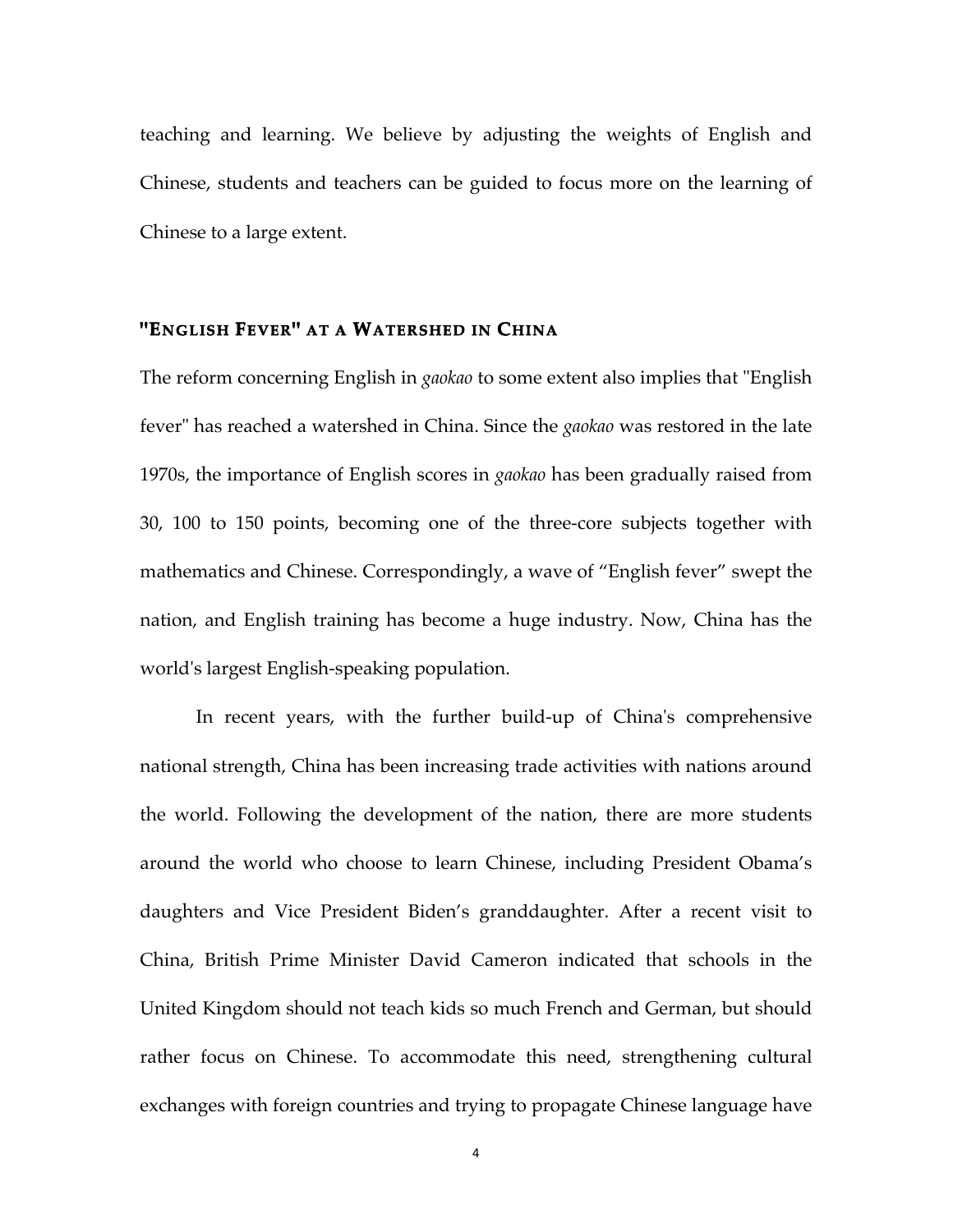teaching and learning. We believe by adjusting the weights of English and Chinese, students and teachers can be guided to focus more on the learning of Chinese to a large extent.

## "English Fever" at a Watershed in China

The reform concerning English in *gaokao* to some extent also implies that "English fever" has reached a watershed in China. Since the *gaokao* was restored in the late 1970s, the importance of English scores in *gaokao* has been gradually raised from 30, 100 to 150 points, becoming one of the three-core subjects together with mathematics and Chinese. Correspondingly, a wave of "English fever" swept the nation, and English training has become a huge industry. Now, China has the world's largest English-speaking population.

In recent years, with the further build-up of China's comprehensive national strength, China has been increasing trade activities with nations around the world. Following the development of the nation, there are more students around the world who choose to learn Chinese, including President Obama's daughters and Vice President Biden's granddaughter. After a recent visit to China, British Prime Minister David Cameron indicated that schools in the United Kingdom should not teach kids so much French and German, but should rather focus on Chinese. To accommodate this need, strengthening cultural exchanges with foreign countries and trying to propagate Chinese language have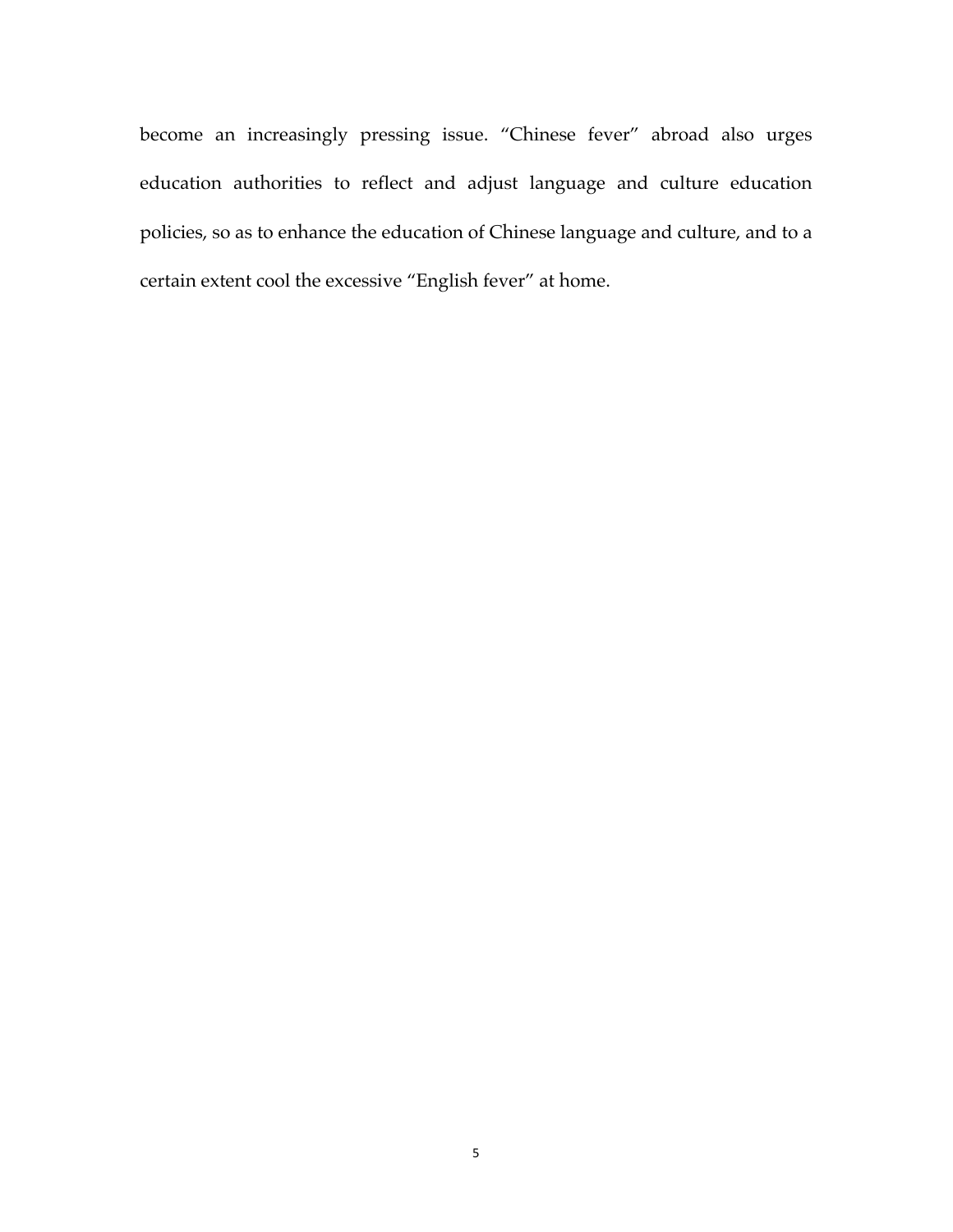become an increasingly pressing issue. "Chinese fever" abroad also urges education authorities to reflect and adjust language and culture education policies, so as to enhance the education of Chinese language and culture, and to a certain extent cool the excessive "English fever" at home.